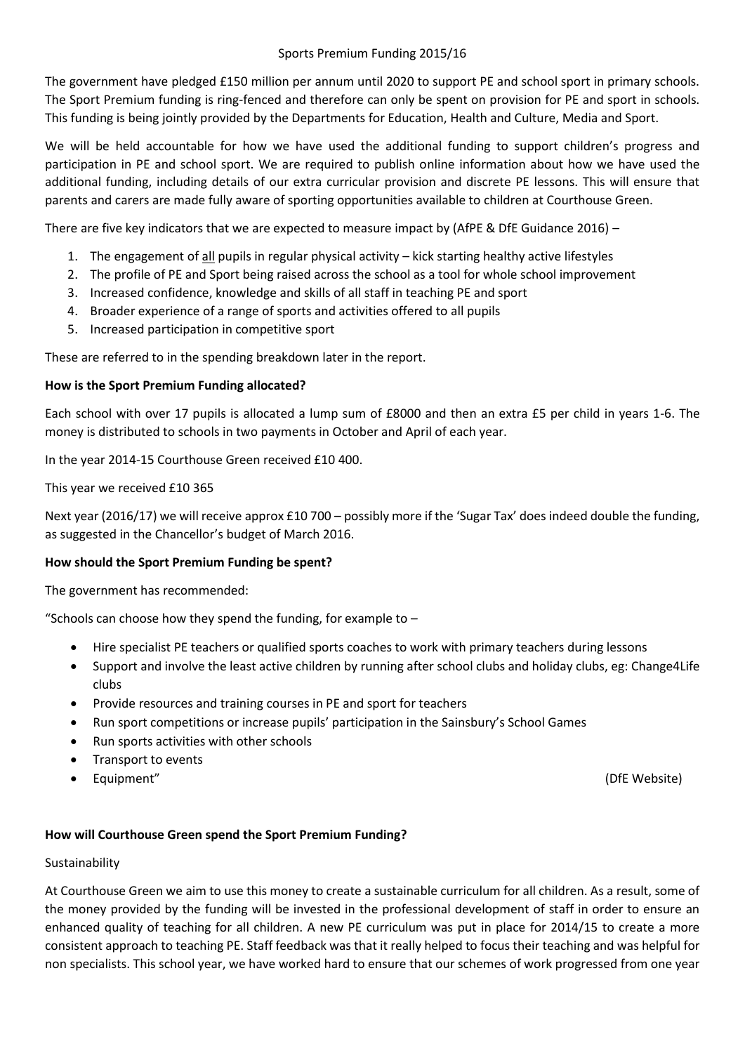# Sports Premium Funding 2015/16

The government have pledged £150 million per annum until 2020 to support PE and school sport in primary schools. The Sport Premium funding is ring-fenced and therefore can only be spent on provision for PE and sport in schools. This funding is being jointly provided by the Departments for Education, Health and Culture, Media and Sport.

We will be held accountable for how we have used the additional funding to support children's progress and participation in PE and school sport. We are required to publish online information about how we have used the additional funding, including details of our extra curricular provision and discrete PE lessons. This will ensure that parents and carers are made fully aware of sporting opportunities available to children at Courthouse Green.

There are five key indicators that we are expected to measure impact by (AfPE & DfE Guidance 2016) –

1. The engagement of all pupils in regular physical activity – kick starting healthy active lifestyles
2. The profile of PE and Sport being raised across the school as a tool for whole school improvement
3. Increased confidence, knowledge and skills of all staff in teaching PE and sport
4. Broader experience of a range of sports and activities offered to all pupils
5. Increased participation in competitive sport

These are referred to in the spending breakdown later in the report.

**How is the Sport Premium Funding allocated?**

Each school with over 17 pupils is allocated a lump sum of £8000 and then an extra £5 per child in years 1-6. The money is distributed to schools in two payments in October and April of each year.

In the year 2014-15 Courthouse Green received £10 400.

This year we received £10 365

Next year (2016/17) we will receive approx £10 700 – possibly more if the 'Sugar Tax' does indeed double the funding, as suggested in the Chancellor's budget of March 2016.

**How should the Sport Premium Funding be spent?**

The government has recommended:

"Schools can choose how they spend the funding, for example to –

- Hire specialist PE teachers or qualified sports coaches to work with primary teachers during lessons
- Support and involve the least active children by running after school clubs and holiday clubs, eg: Change4Life clubs
- Provide resources and training courses in PE and sport for teachers
- Run sport competitions or increase pupils' participation in the Sainsbury's School Games
- Run sports activities with other schools
- Transport to events
- Equipment" (DfE Website)

**How will Courthouse Green spend the Sport Premium Funding?**

Sustainability

At Courthouse Green we aim to use this money to create a sustainable curriculum for all children. As a result, some of the money provided by the funding will be invested in the professional development of staff in order to ensure an enhanced quality of teaching for all children. A new PE curriculum was put in place for 2014/15 to create a more consistent approach to teaching PE. Staff feedback was that it really helped to focus their teaching and was helpful for non specialists. This school year, we have worked hard to ensure that our schemes of work progressed from one year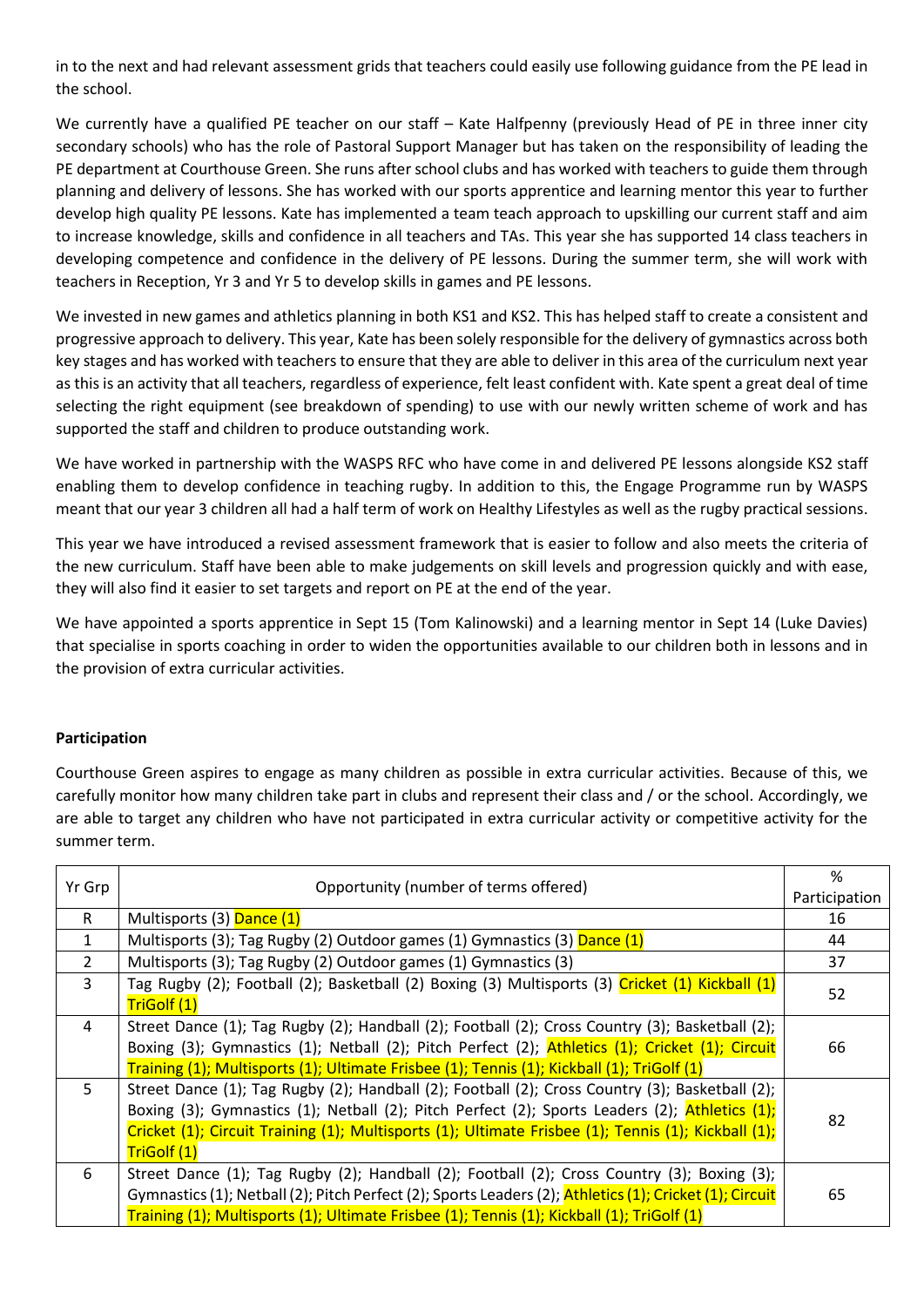in to the next and had relevant assessment grids that teachers could easily use following guidance from the PE lead in the school.

We currently have a qualified PE teacher on our staff – Kate Halfpenny (previously Head of PE in three inner city secondary schools) who has the role of Pastoral Support Manager but has taken on the responsibility of leading the PE department at Courthouse Green. She runs after school clubs and has worked with teachers to guide them through planning and delivery of lessons. She has worked with our sports apprentice and learning mentor this year to further develop high quality PE lessons. Kate has implemented a team teach approach to upskilling our current staff and aim to increase knowledge, skills and confidence in all teachers and TAs. This year she has supported 14 class teachers in developing competence and confidence in the delivery of PE lessons. During the summer term, she will work with teachers in Reception, Yr 3 and Yr 5 to develop skills in games and PE lessons.

We invested in new games and athletics planning in both KS1 and KS2. This has helped staff to create a consistent and progressive approach to delivery. This year, Kate has been solely responsible for the delivery of gymnastics across both key stages and has worked with teachers to ensure that they are able to deliver in this area of the curriculum next year as this is an activity that all teachers, regardless of experience, felt least confident with. Kate spent a great deal of time selecting the right equipment (see breakdown of spending) to use with our newly written scheme of work and has supported the staff and children to produce outstanding work.

We have worked in partnership with the WASPS RFC who have come in and delivered PE lessons alongside KS2 staff enabling them to develop confidence in teaching rugby. In addition to this, the Engage Programme run by WASPS meant that our year 3 children all had a half term of work on Healthy Lifestyles as well as the rugby practical sessions.

This year we have introduced a revised assessment framework that is easier to follow and also meets the criteria of the new curriculum. Staff have been able to make judgements on skill levels and progression quickly and with ease, they will also find it easier to set targets and report on PE at the end of the year.

We have appointed a sports apprentice in Sept 15 (Tom Kalinowski) and a learning mentor in Sept 14 (Luke Davies) that specialise in sports coaching in order to widen the opportunities available to our children both in lessons and in the provision of extra curricular activities.

**Participation**

Courthouse Green aspires to engage as many children as possible in extra curricular activities. Because of this, we carefully monitor how many children take part in clubs and represent their class and / or the school. Accordingly, we are able to target any children who have not participated in extra curricular activity or competitive activity for the summer term.

| Yr Grp | Opportunity (number of terms offered) | % Participation |
|---|---|---|
| R | Multisports (3) Dance (1) | 16 |
| 1 | Multisports (3); Tag Rugby (2) Outdoor games (1) Gymnastics (3) Dance (1) | 44 |
| 2 | Multisports (3); Tag Rugby (2) Outdoor games (1) Gymnastics (3) | 37 |
| 3 | Tag Rugby (2); Football (2); Basketball (2) Boxing (3) Multisports (3) Cricket (1) Kickball (1) TriGolf (1) | 52 |
| 4 | Street Dance (1); Tag Rugby (2); Handball (2); Football (2); Cross Country (3); Basketball (2); Boxing (3); Gymnastics (1); Netball (2); Pitch Perfect (2); Athletics (1); Cricket (1); Circuit Training (1); Multisports (1); Ultimate Frisbee (1); Tennis (1); Kickball (1); TriGolf (1) | 66 |
| 5 | Street Dance (1); Tag Rugby (2); Handball (2); Football (2); Cross Country (3); Basketball (2); Boxing (3); Gymnastics (1); Netball (2); Pitch Perfect (2); Sports Leaders (2); Athletics (1); Cricket (1); Circuit Training (1); Multisports (1); Ultimate Frisbee (1); Tennis (1); Kickball (1); TriGolf (1) | 82 |
| 6 | Street Dance (1); Tag Rugby (2); Handball (2); Football (2); Cross Country (3); Boxing (3); Gymnastics (1); Netball (2); Pitch Perfect (2); Sports Leaders (2); Athletics (1); Cricket (1); Circuit Training (1); Multisports (1); Ultimate Frisbee (1); Tennis (1); Kickball (1); TriGolf (1) | 65 |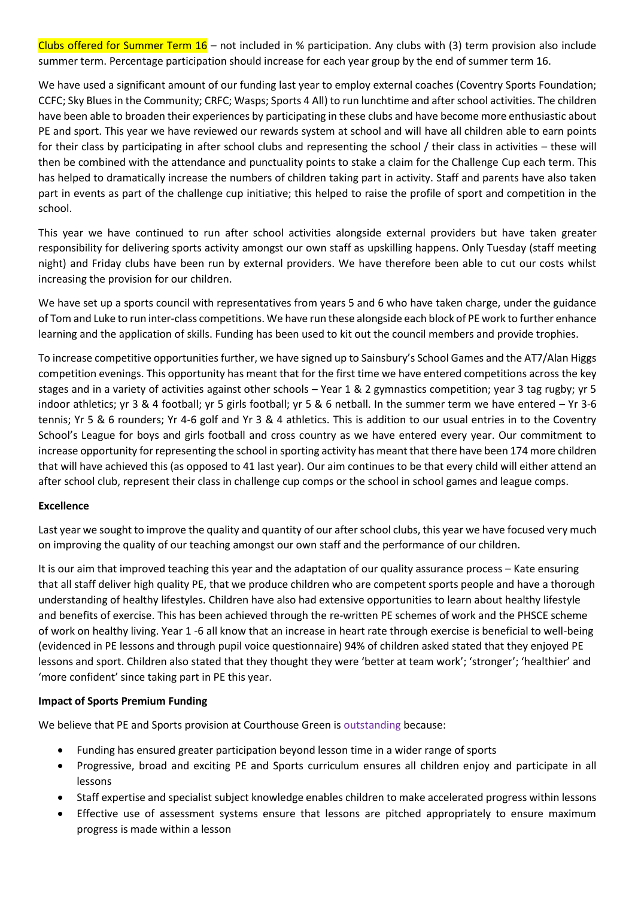Clubs offered for Summer Term 16 – not included in % participation. Any clubs with (3) term provision also include summer term. Percentage participation should increase for each year group by the end of summer term 16.

We have used a significant amount of our funding last year to employ external coaches (Coventry Sports Foundation; CCFC; Sky Blues in the Community; CRFC; Wasps; Sports 4 All) to run lunchtime and after school activities. The children have been able to broaden their experiences by participating in these clubs and have become more enthusiastic about PE and sport. This year we have reviewed our rewards system at school and will have all children able to earn points for their class by participating in after school clubs and representing the school / their class in activities – these will then be combined with the attendance and punctuality points to stake a claim for the Challenge Cup each term. This has helped to dramatically increase the numbers of children taking part in activity. Staff and parents have also taken part in events as part of the challenge cup initiative; this helped to raise the profile of sport and competition in the school.

This year we have continued to run after school activities alongside external providers but have taken greater responsibility for delivering sports activity amongst our own staff as upskilling happens. Only Tuesday (staff meeting night) and Friday clubs have been run by external providers. We have therefore been able to cut our costs whilst increasing the provision for our children.

We have set up a sports council with representatives from years 5 and 6 who have taken charge, under the guidance of Tom and Luke to run inter-class competitions. We have run these alongside each block of PE work to further enhance learning and the application of skills. Funding has been used to kit out the council members and provide trophies.

To increase competitive opportunities further, we have signed up to Sainsbury's School Games and the AT7/Alan Higgs competition evenings. This opportunity has meant that for the first time we have entered competitions across the key stages and in a variety of activities against other schools – Year 1 & 2 gymnastics competition; year 3 tag rugby; yr 5 indoor athletics; yr 3 & 4 football; yr 5 girls football; yr 5 & 6 netball. In the summer term we have entered – Yr 3-6 tennis; Yr 5 & 6 rounders; Yr 4-6 golf and Yr 3 & 4 athletics. This is addition to our usual entries in to the Coventry School's League for boys and girls football and cross country as we have entered every year. Our commitment to increase opportunity for representing the school in sporting activity has meant that there have been 174 more children that will have achieved this (as opposed to 41 last year). Our aim continues to be that every child will either attend an after school club, represent their class in challenge cup comps or the school in school games and league comps.

**Excellence**

Last year we sought to improve the quality and quantity of our after school clubs, this year we have focused very much on improving the quality of our teaching amongst our own staff and the performance of our children.

It is our aim that improved teaching this year and the adaptation of our quality assurance process – Kate ensuring that all staff deliver high quality PE, that we produce children who are competent sports people and have a thorough understanding of healthy lifestyles. Children have also had extensive opportunities to learn about healthy lifestyle and benefits of exercise. This has been achieved through the re-written PE schemes of work and the PHSCE scheme of work on healthy living. Year 1 -6 all know that an increase in heart rate through exercise is beneficial to well-being (evidenced in PE lessons and through pupil voice questionnaire) 94% of children asked stated that they enjoyed PE lessons and sport. Children also stated that they thought they were 'better at team work'; 'stronger'; 'healthier' and 'more confident' since taking part in PE this year.

**Impact of Sports Premium Funding**

We believe that PE and Sports provision at Courthouse Green is outstanding because:

- Funding has ensured greater participation beyond lesson time in a wider range of sports
- Progressive, broad and exciting PE and Sports curriculum ensures all children enjoy and participate in all lessons
- Staff expertise and specialist subject knowledge enables children to make accelerated progress within lessons
- Effective use of assessment systems ensure that lessons are pitched appropriately to ensure maximum progress is made within a lesson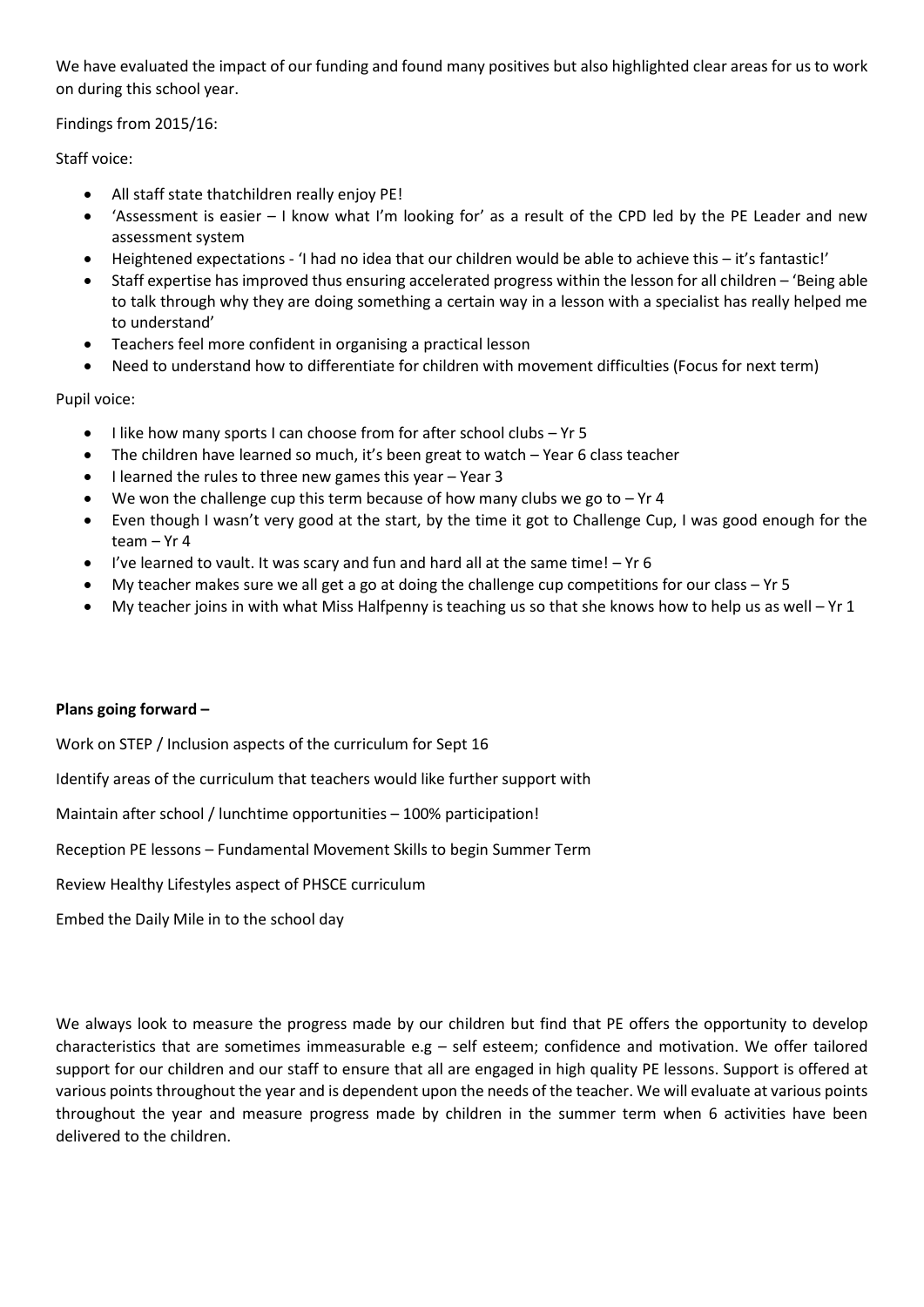We have evaluated the impact of our funding and found many positives but also highlighted clear areas for us to work on during this school year.

Findings from 2015/16:

Staff voice:

- All staff state thatchildren really enjoy PE!
- 'Assessment is easier – I know what I'm looking for' as a result of the CPD led by the PE Leader and new assessment system
- Heightened expectations - 'I had no idea that our children would be able to achieve this – it's fantastic!'
- Staff expertise has improved thus ensuring accelerated progress within the lesson for all children – 'Being able to talk through why they are doing something a certain way in a lesson with a specialist has really helped me to understand'
- Teachers feel more confident in organising a practical lesson
- Need to understand how to differentiate for children with movement difficulties (Focus for next term)

Pupil voice:

- I like how many sports I can choose from for after school clubs – Yr 5
- The children have learned so much, it's been great to watch – Year 6 class teacher
- I learned the rules to three new games this year – Year 3
- We won the challenge cup this term because of how many clubs we go to – Yr 4
- Even though I wasn't very good at the start, by the time it got to Challenge Cup, I was good enough for the team – Yr 4
- I've learned to vault. It was scary and fun and hard all at the same time! – Yr 6
- My teacher makes sure we all get a go at doing the challenge cup competitions for our class – Yr 5
- My teacher joins in with what Miss Halfpenny is teaching us so that she knows how to help us as well – Yr 1

**Plans going forward –**

Work on STEP / Inclusion aspects of the curriculum for Sept 16

Identify areas of the curriculum that teachers would like further support with

Maintain after school / lunchtime opportunities – 100% participation!

Reception PE lessons – Fundamental Movement Skills to begin Summer Term

Review Healthy Lifestyles aspect of PHSCE curriculum

Embed the Daily Mile in to the school day

We always look to measure the progress made by our children but find that PE offers the opportunity to develop characteristics that are sometimes immeasurable e.g – self esteem; confidence and motivation. We offer tailored support for our children and our staff to ensure that all are engaged in high quality PE lessons. Support is offered at various points throughout the year and is dependent upon the needs of the teacher. We will evaluate at various points throughout the year and measure progress made by children in the summer term when 6 activities have been delivered to the children.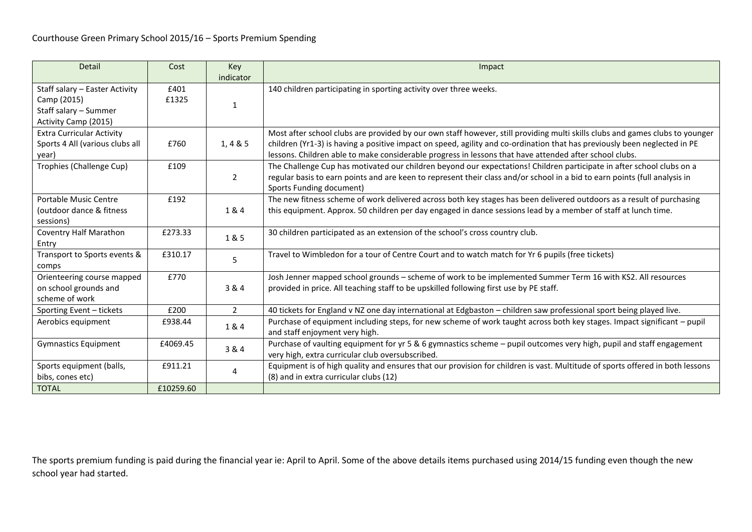Courthouse Green Primary School 2015/16 – Sports Premium Spending

| Detail | Cost | Key indicator | Impact |
|---|---|---|---|
| Staff salary – Easter Activity Camp (2015)<br>Staff salary – Summer Activity Camp (2015) | £401<br>£1325 | 1 | 140 children participating in sporting activity over three weeks. |
| Extra Curricular Activity Sports 4 All (various clubs all year) | £760 | 1, 4 & 5 | Most after school clubs are provided by our own staff however, still providing multi skills clubs and games clubs to younger children (Yr1-3) is having a positive impact on speed, agility and co-ordination that has previously been neglected in PE lessons. Children able to make considerable progress in lessons that have attended after school clubs. |
| Trophies (Challenge Cup) | £109 | 2 | The Challenge Cup has motivated our children beyond our expectations! Children participate in after school clubs on a regular basis to earn points and are keen to represent their class and/or school in a bid to earn points (full analysis in Sports Funding document) |
| Portable Music Centre (outdoor dance & fitness sessions) | £192 | 1 & 4 | The new fitness scheme of work delivered across both key stages has been delivered outdoors as a result of purchasing this equipment. Approx. 50 children per day engaged in dance sessions lead by a member of staff at lunch time. |
| Coventry Half Marathon Entry | £273.33 | 1 & 5 | 30 children participated as an extension of the school's cross country club. |
| Transport to Sports events & comps | £310.17 | 5 | Travel to Wimbledon for a tour of Centre Court and to watch match for Yr 6 pupils (free tickets) |
| Orienteering course mapped on school grounds and scheme of work | £770 | 3 & 4 | Josh Jenner mapped school grounds – scheme of work to be implemented Summer Term 16 with KS2. All resources provided in price. All teaching staff to be upskilled following first use by PE staff. |
| Sporting Event – tickets | £200 | 2 | 40 tickets for England v NZ one day international at Edgbaston – children saw professional sport being played live. |
| Aerobics equipment | £938.44 | 1 & 4 | Purchase of equipment including steps, for new scheme of work taught across both key stages. Impact significant – pupil and staff enjoyment very high. |
| Gymnastics Equipment | £4069.45 | 3 & 4 | Purchase of vaulting equipment for yr 5 & 6 gymnastics scheme – pupil outcomes very high, pupil and staff engagement very high, extra curricular club oversubscribed. |
| Sports equipment (balls, bibs, cones etc) | £911.21 | 4 | Equipment is of high quality and ensures that our provision for children is vast. Multitude of sports offered in both lessons (8) and in extra curricular clubs (12) |
| TOTAL | £10259.60 | | |

The sports premium funding is paid during the financial year ie: April to April. Some of the above details items purchased using 2014/15 funding even though the new school year had started.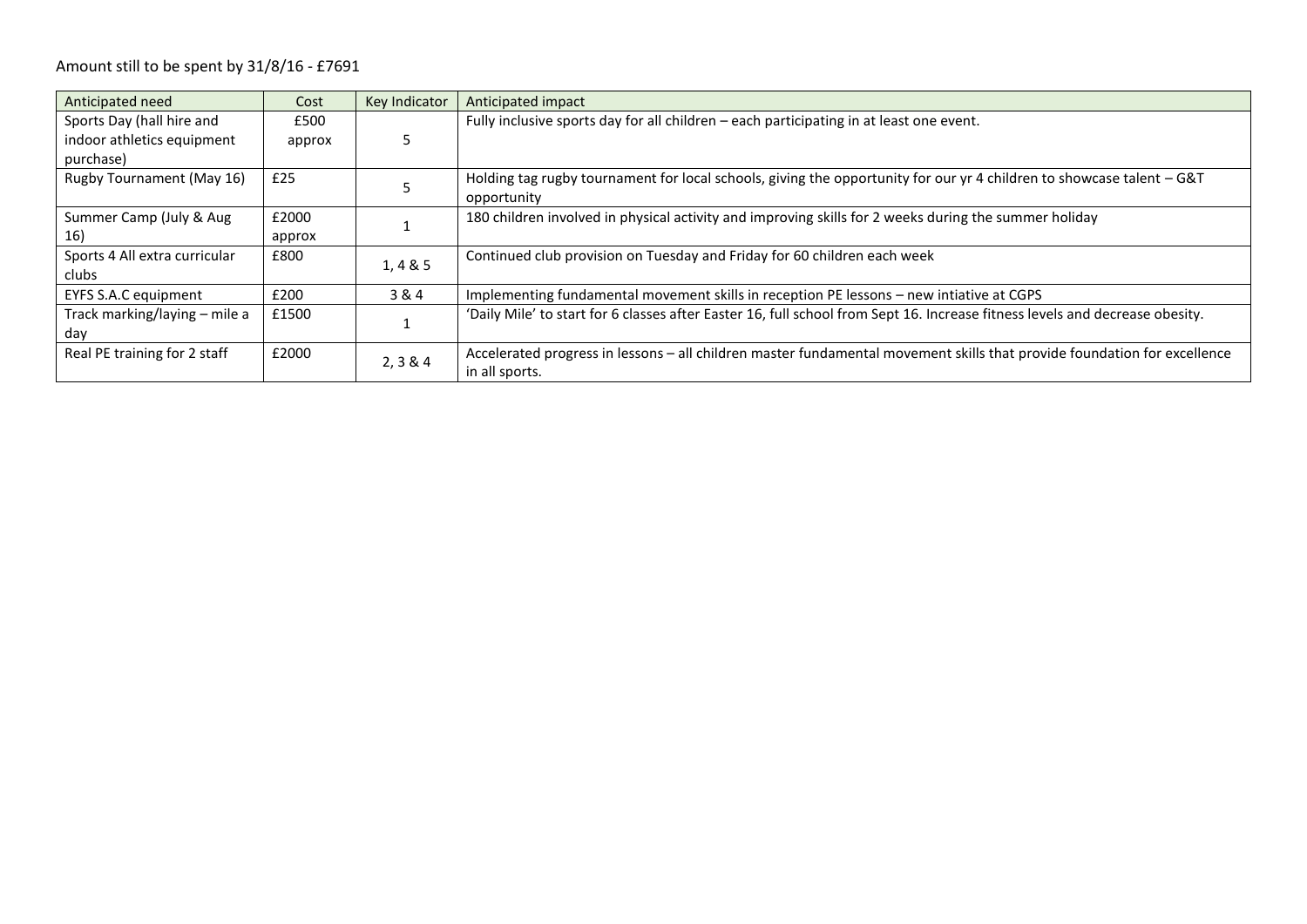Amount still to be spent by 31/8/16 - £7691

| Anticipated need | Cost | Key Indicator | Anticipated impact |
|---|---|---|---|
| Sports Day (hall hire and indoor athletics equipment purchase) | £500 approx | 5 | Fully inclusive sports day for all children – each participating in at least one event. |
| Rugby Tournament (May 16) | £25 | 5 | Holding tag rugby tournament for local schools, giving the opportunity for our yr 4 children to showcase talent – G&T opportunity |
| Summer Camp (July & Aug 16) | £2000 approx | 1 | 180 children involved in physical activity and improving skills for 2 weeks during the summer holiday |
| Sports 4 All extra curricular clubs | £800 | 1, 4 & 5 | Continued club provision on Tuesday and Friday for 60 children each week |
| EYFS S.A.C equipment | £200 | 3 & 4 | Implementing fundamental movement skills in reception PE lessons – new intiative at CGPS |
| Track marking/laying – mile a day | £1500 | 1 | 'Daily Mile' to start for 6 classes after Easter 16, full school from Sept 16. Increase fitness levels and decrease obesity. |
| Real PE training for 2 staff | £2000 | 2, 3 & 4 | Accelerated progress in lessons – all children master fundamental movement skills that provide foundation for excellence in all sports. |